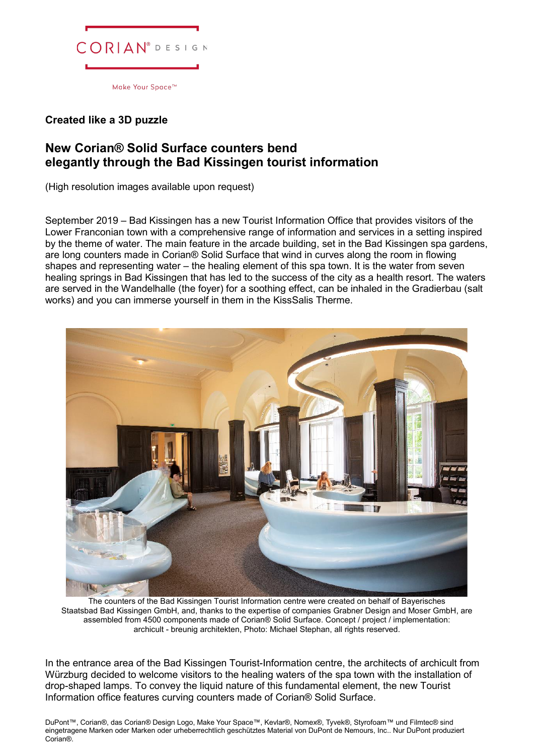**Created like a 3D puzzle**

## New Corian® Solid Surface counters bend elegantly through the Bad Kissingen tourist information

(High resolution images available upon request)

September 2019 – Bad Kissingen has a new Tourist Information Office that provides visitors of the Lower Franconian town with a comprehensive range of information and services in a setting inspired by the theme of water. The main feature in the arcade building, set in the Bad Kissingen spa gardens, are long counters made in Corian® Solid Surface that wind in curves along the room in flowing shapes and representing water – the healing element of this spa town. It is the water from seven healing springs in Bad Kissingen that has led to the success of the city as a health resort. The waters are served in the Wandelhalle (the foyer) for a soothing effect, can be inhaled in the Gradierbau (salt works) and you can immerse yourself in them in the KissSalis Therme.

The counters of the Bad Kissingen Tourist Information centre were created on behalf of Bayerisches Staatsbad Bad Kissingen GmbH, and, thanks to the expertise of companies Grabner Design and Moser GmbH, are assembled from 4500 components made of Corian® Solid Surface. Concept / project / implementation: archicult - breunig architekten, Photo: Michael Stephan, all rights reserved.

In the entrance area of the Bad Kissingen Tourist-Information centre, the architects of archicult from Würzburg decided to welcome visitors to the healing waters of the spa town with the installation of drop-shaped lamps. To convey the liquid nature of this fundamental element, the new Tourist Information office features curving counters made of Corian® Solid Surface.

DuPont™, Corian®, das Corian® Design Logo, Make Your Space™, Kevlar®, Nomex®, Tyvek®, Styrofoam™ und Filmtec® sind eingetragene Marken oder Marken oder urheberrechtlich geschütztes Material von DuPont de Nemours, Inc.. Nur DuPont produziert Corian®.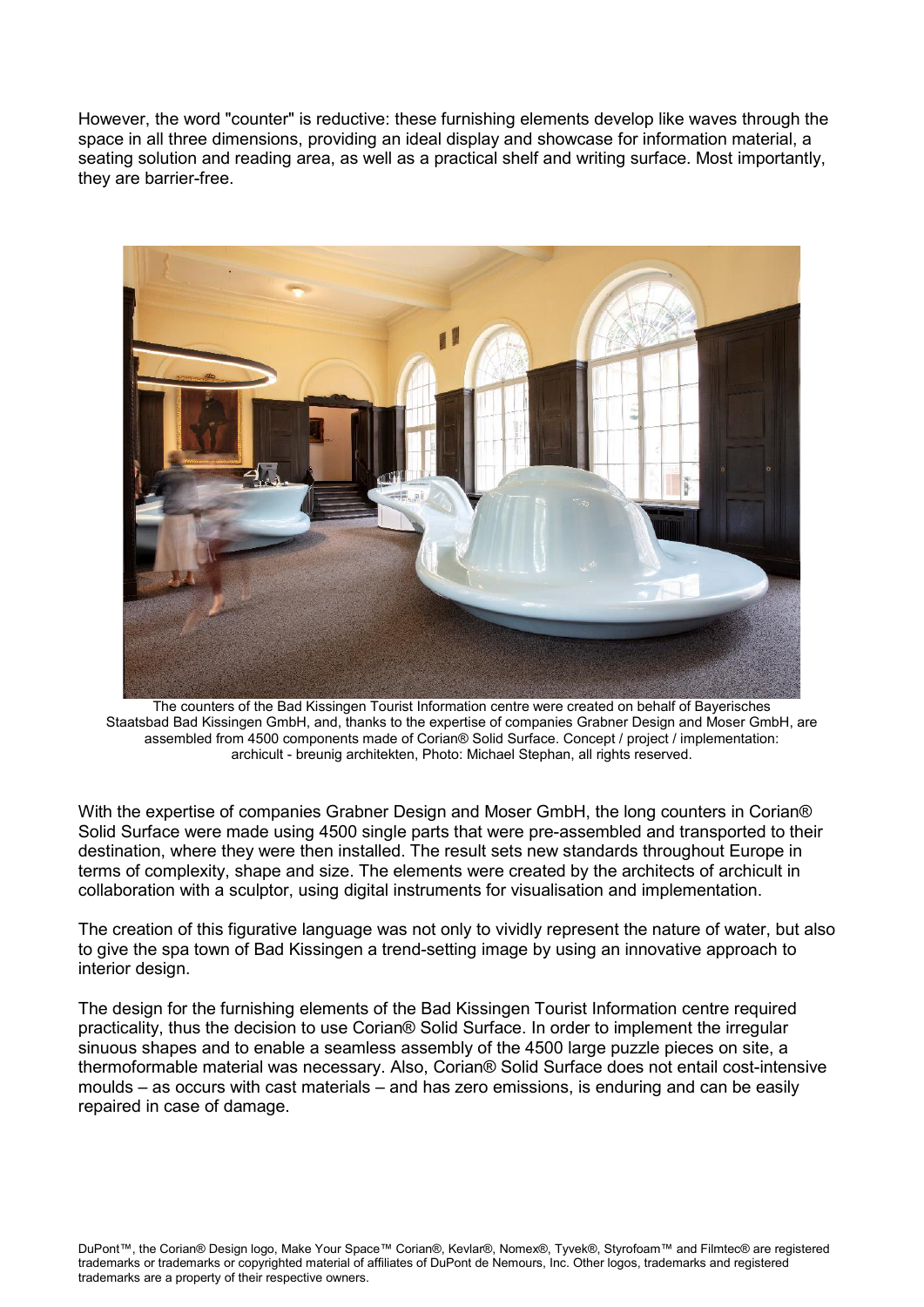However, the word "counter" is reductive: these furnishing elements develop like waves through the space in all three dimensions, providing an ideal display and showcase for information material, a seating solution and reading area, as well as a practical shelf and writing surface. Most importantly, they are barrier-free.

The counters of the Bad Kissingen Tourist Information centre were created on behalf of Bayerisches Staatsbad Bad Kissingen GmbH, and, thanks to the expertise of companies Grabner Design and Moser GmbH, are assembled from 4500 components made of Corian® Solid Surface. Concept / project / implementation: archicult - breunig architekten, Photo: Michael Stephan, all rights reserved.

With the expertise of companies Grabner Design and Moser GmbH, the long counters in Corian® Solid Surface were made using 4500 single parts that were pre-assembled and transported to their destination, where they were then installed. The result sets new standards throughout Europe in terms of complexity, shape and size. The elements were created by the architects of archicult in collaboration with a sculptor, using digital instruments for visualisation and implementation.

The creation of this figurative language was not only to vividly represent the nature of water, but also to give the spa town of Bad Kissingen a trend-setting image by using an innovative approach to interior design.

The design for the furnishing elements of the Bad Kissingen Tourist Information centre required practicality, thus the decision to use Corian® Solid Surface. In order to implement the irregular sinuous shapes and to enable a seamless assembly of the 4500 large puzzle pieces on site, a thermoformable material was necessary. Also, Corian® Solid Surface does not entail cost-intensive moulds – as occurs with cast materials – and has zero emissions, is enduring and can be easily repaired in case of damage.

DuPont™, the Corian® Design logo, Make Your Space™ Corian®, Kevlar®, Nomex®, Tyvek®, Styrofoam™ and Filmtec® are registered trademarks or trademarks or copyrighted material of affiliates of DuPont de Nemours, Inc. Other logos, trademarks and registered trademarks are a property of their respective owners.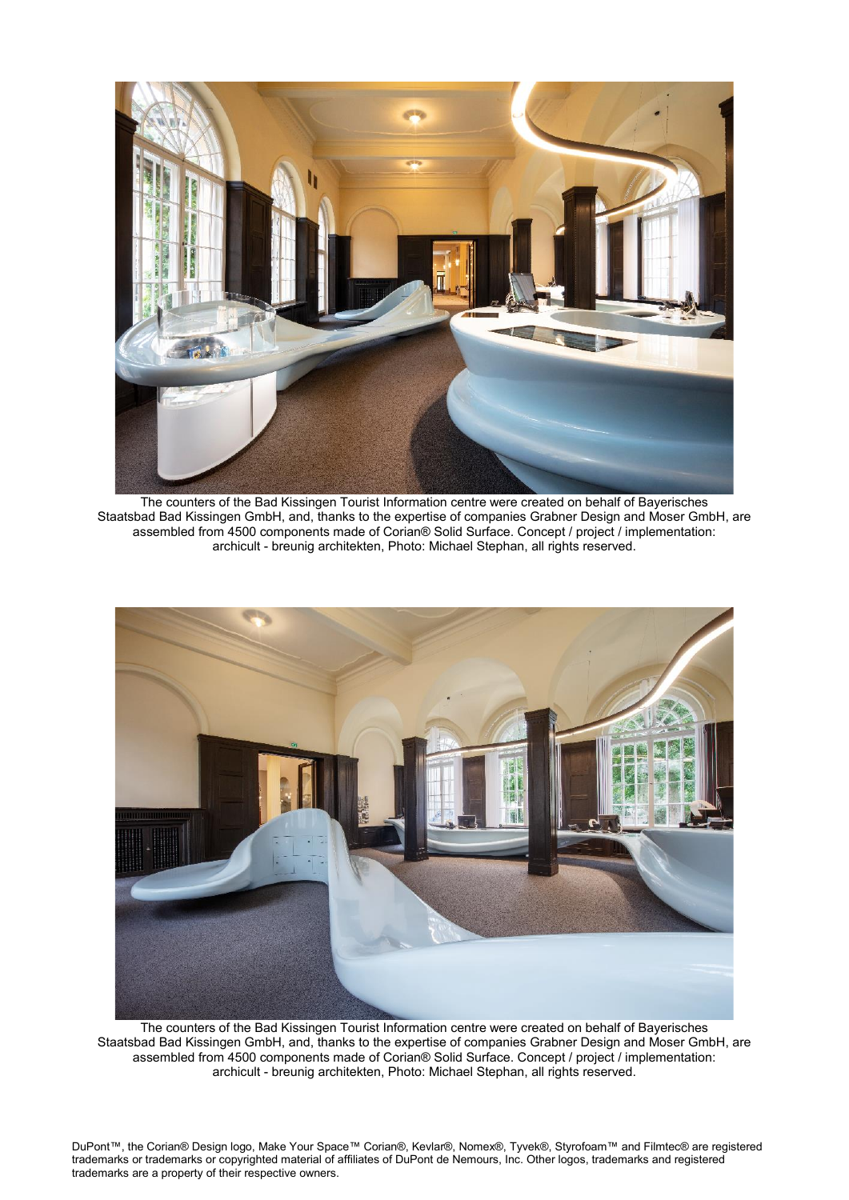The counters of the Bad Kissingen Tourist Information centre were created on behalf of Bayerisches Staatsbad Bad Kissingen GmbH, and, thanks to the expertise of companies Grabner Design and Moser GmbH, are assembled from 4500 components made of Corian® Solid Surface. Concept / project / implementation: archicult - breunig architekten, Photo: Michael Stephan, all rights reserved.

The counters of the Bad Kissingen Tourist Information centre were created on behalf of Bayerisches Staatsbad Bad Kissingen GmbH, and, thanks to the expertise of companies Grabner Design and Moser GmbH, are assembled from 4500 components made of Corian® Solid Surface. Concept / project / implementation: archicult - breunig architekten, Photo: Michael Stephan, all rights reserved.

DuPont™, the Corian® Design logo, Make Your Space™ Corian®, Kevlar®, Nomex®, Tyvek®, Styrofoam™ and Filmtec® are registered trademarks or trademarks or copyrighted material of affiliates of DuPont de Nemours, Inc. Other logos, trademarks and registered trademarks are a property of their respective owners.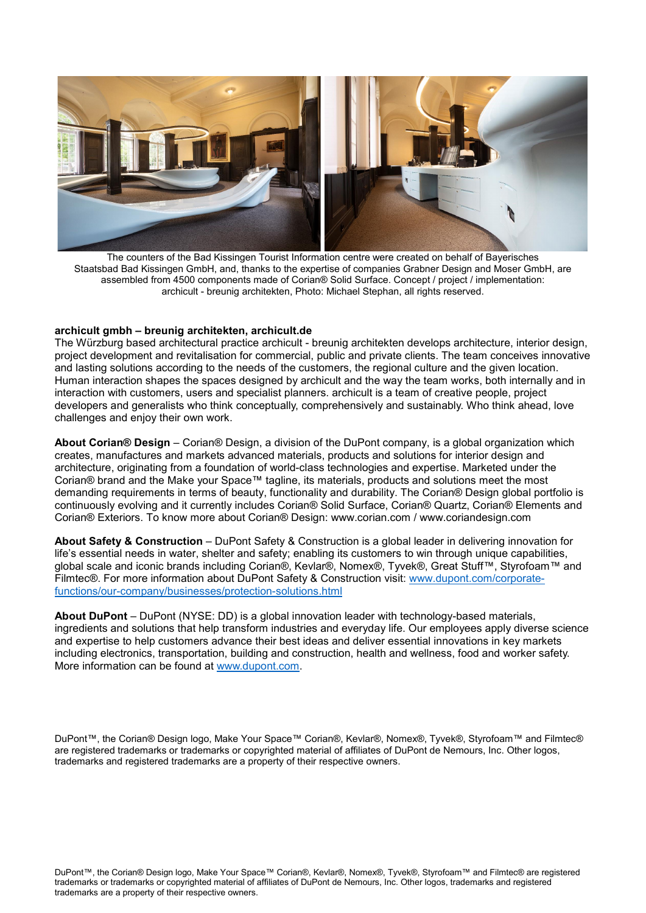The counters of the Bad Kissingen Tourist Information centre were created on behalf of Bayerisches Staatsbad Bad Kissingen GmbH, and, thanks to the expertise of companies Grabner Design and Moser GmbH, are assembled from 4500 components made of Corian® Solid Surface. Concept / project / implementation: archicult - breunig architekten, Photo: Michael Stephan, all rights reserved.

**archicult gmbh – breunig architekten, archicult.de**
The Würzburg based architectural practice archicult - breunig architekten develops architecture, interior design, project development and revitalisation for commercial, public and private clients. The team conceives innovative and lasting solutions according to the needs of the customers, the regional culture and the given location. Human interaction shapes the spaces designed by archicult and the way the team works, both internally and in interaction with customers, users and specialist planners. archicult is a team of creative people, project developers and generalists who think conceptually, comprehensively and sustainably. Who think ahead, love challenges and enjoy their own work.

**About Corian® Design** – Corian® Design, a division of the DuPont company, is a global organization which creates, manufactures and markets advanced materials, products and solutions for interior design and architecture, originating from a foundation of world-class technologies and expertise. Marketed under the Corian® brand and the Make your Space™ tagline, its materials, products and solutions meet the most demanding requirements in terms of beauty, functionality and durability. The Corian® Design global portfolio is continuously evolving and it currently includes Corian® Solid Surface, Corian® Quartz, Corian® Elements and Corian® Exteriors. To know more about Corian® Design: www.corian.com / www.coriandesign.com

**About Safety & Construction** – DuPont Safety & Construction is a global leader in delivering innovation for life's essential needs in water, shelter and safety; enabling its customers to win through unique capabilities, global scale and iconic brands including Corian®, Kevlar®, Nomex®, Tyvek®, Great Stuff™, Styrofoam™ and Filmtec®. For more information about DuPont Safety & Construction visit: www.dupont.com/corporate-functions/our-company/businesses/protection-solutions.html

**About DuPont** – DuPont (NYSE: DD) is a global innovation leader with technology-based materials, ingredients and solutions that help transform industries and everyday life. Our employees apply diverse science and expertise to help customers advance their best ideas and deliver essential innovations in key markets including electronics, transportation, building and construction, health and wellness, food and worker safety. More information can be found at www.dupont.com.

DuPont™, the Corian® Design logo, Make Your Space™ Corian®, Kevlar®, Nomex®, Tyvek®, Styrofoam™ and Filmtec® are registered trademarks or trademarks or copyrighted material of affiliates of DuPont de Nemours, Inc. Other logos, trademarks and registered trademarks are a property of their respective owners.